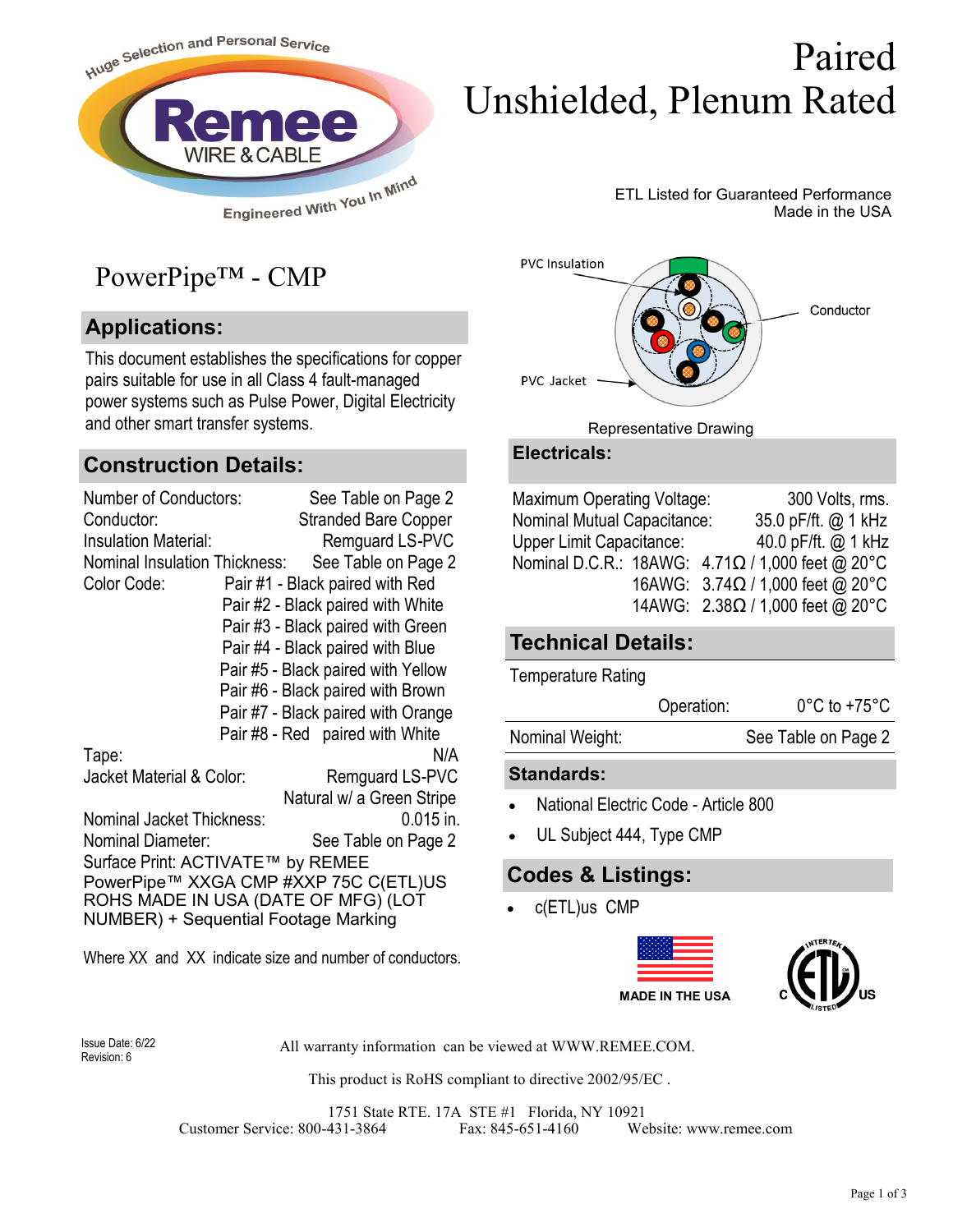Huge Selection and Personal Service

Remee WIRE & CABLE

Engineered With You In Mind

# Paired Unshielded, Plenum Rated

ETL Listed for Guaranteed Performance
Made in the USA

## PowerPipe™ - CMP

PVC Insulation

Conductor

PVC Jacket

Representative Drawing

## Applications:

This document establishes the specifications for copper pairs suitable for use in all Class 4 fault-managed power systems such as Pulse Power, Digital Electricity and other smart transfer systems.

## Construction Details:

| | |
|---|---|
| Number of Conductors: | See Table on Page 2 |
| Conductor: | Stranded Bare Copper |
| Insulation Material: | Remguard LS-PVC |
| Nominal Insulation Thickness: | See Table on Page 2 |
| Color Code: | Pair #1 - Black paired with Red |
| | Pair #2 - Black paired with White |
| | Pair #3 - Black paired with Green |
| | Pair #4 - Black paired with Blue |
| | Pair #5 - Black paired with Yellow |
| | Pair #6 - Black paired with Brown |
| | Pair #7 - Black paired with Orange |
| | Pair #8 - Red paired with White |
| Tape: | N/A |
| Jacket Material & Color: | Remguard LS-PVC Natural w/ a Green Stripe |
| Nominal Jacket Thickness: | 0.015 in. |
| Nominal Diameter: | See Table on Page 2 |

Surface Print: ACTIVATE™ by REMEE PowerPipe™ XXGA CMP #XXP 75C C(ETL)US ROHS MADE IN USA (DATE OF MFG) (LOT NUMBER) + Sequential Footage Marking

Where XX and XX indicate size and number of conductors.

## Electricals:

| | |
|---|---|
| Maximum Operating Voltage: | 300 Volts, rms. |
| Nominal Mutual Capacitance: | 35.0 pF/ft. @ 1 kHz |
| Upper Limit Capacitance: | 40.0 pF/ft. @ 1 kHz |
| Nominal D.C.R.: 18AWG: | 4.71Ω / 1,000 feet @ 20°C |
| 16AWG: | 3.74Ω / 1,000 feet @ 20°C |
| 14AWG: | 2.38Ω / 1,000 feet @ 20°C |

## Technical Details:

Temperature Rating

| | |
|---|---|
| Operation: | 0°C to +75°C |
| Nominal Weight: | See Table on Page 2 |

## Standards:

- National Electric Code - Article 800
- UL Subject 444, Type CMP

## Codes & Listings:

- c(ETL)us CMP

MADE IN THE USA

Issue Date: 6/22
Revision: 6

All warranty information can be viewed at WWW.REMEE.COM.

This product is RoHS compliant to directive 2002/95/EC .

1751 State RTE. 17A STE #1 Florida, NY 10921
Customer Service: 800-431-3864 Fax: 845-651-4160 Website: www.remee.com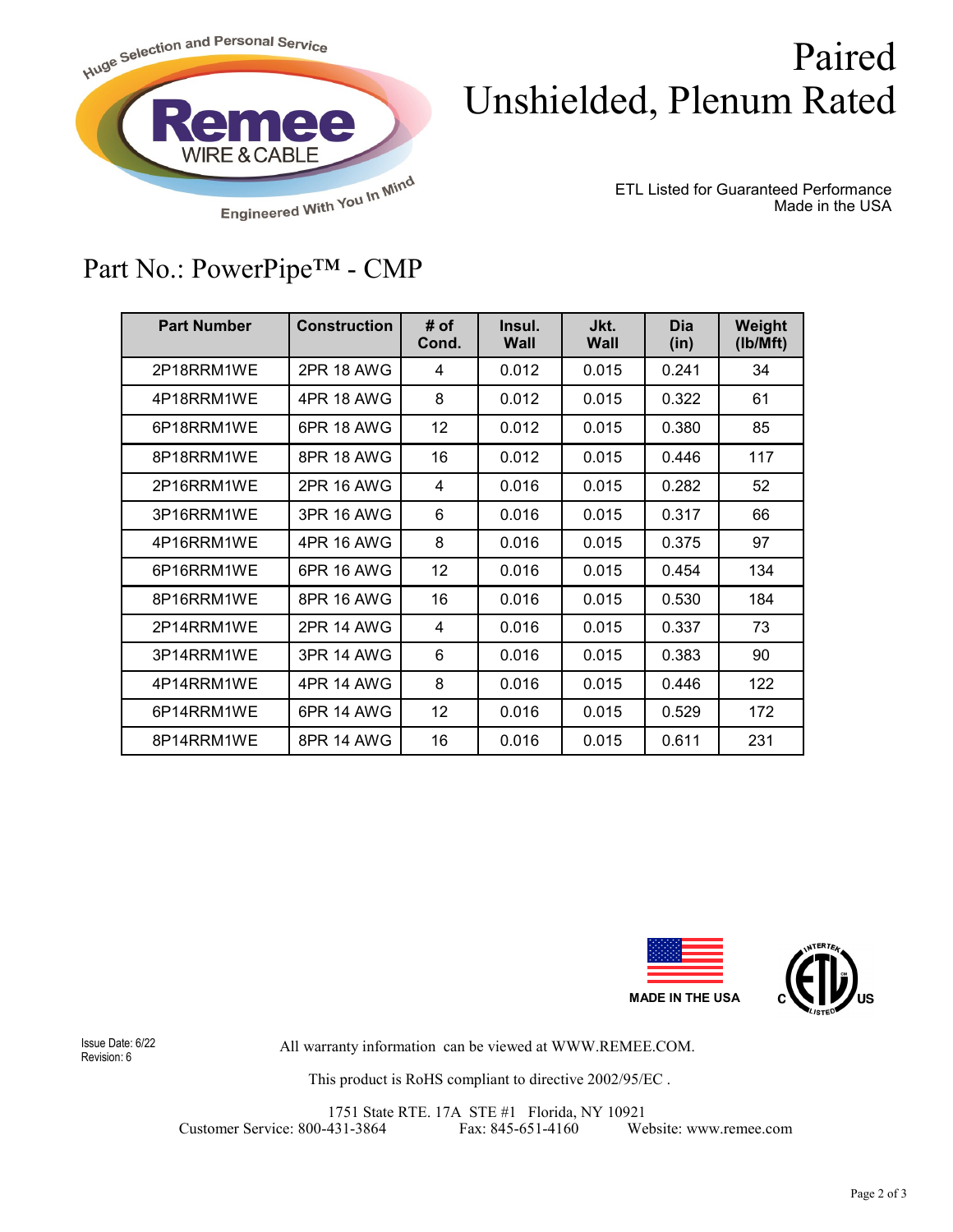Huge Selection and Personal Service

Remee WIRE & CABLE

Engineered With You In Mind

# Paired Unshielded, Plenum Rated

ETL Listed for Guaranteed Performance
Made in the USA

## Part No.: PowerPipe™ - CMP

| Part Number | Construction | # of Cond. | Insul. Wall | Jkt. Wall | Dia (in) | Weight (lb/Mft) |
|---|---|---|---|---|---|---|
| 2P18RRM1WE | 2PR 18 AWG | 4 | 0.012 | 0.015 | 0.241 | 34 |
| 4P18RRM1WE | 4PR 18 AWG | 8 | 0.012 | 0.015 | 0.322 | 61 |
| 6P18RRM1WE | 6PR 18 AWG | 12 | 0.012 | 0.015 | 0.380 | 85 |
| 8P18RRM1WE | 8PR 18 AWG | 16 | 0.012 | 0.015 | 0.446 | 117 |
| 2P16RRM1WE | 2PR 16 AWG | 4 | 0.016 | 0.015 | 0.282 | 52 |
| 3P16RRM1WE | 3PR 16 AWG | 6 | 0.016 | 0.015 | 0.317 | 66 |
| 4P16RRM1WE | 4PR 16 AWG | 8 | 0.016 | 0.015 | 0.375 | 97 |
| 6P16RRM1WE | 6PR 16 AWG | 12 | 0.016 | 0.015 | 0.454 | 134 |
| 8P16RRM1WE | 8PR 16 AWG | 16 | 0.016 | 0.015 | 0.530 | 184 |
| 2P14RRM1WE | 2PR 14 AWG | 4 | 0.016 | 0.015 | 0.337 | 73 |
| 3P14RRM1WE | 3PR 14 AWG | 6 | 0.016 | 0.015 | 0.383 | 90 |
| 4P14RRM1WE | 4PR 14 AWG | 8 | 0.016 | 0.015 | 0.446 | 122 |
| 6P14RRM1WE | 6PR 14 AWG | 12 | 0.016 | 0.015 | 0.529 | 172 |
| 8P14RRM1WE | 8PR 14 AWG | 16 | 0.016 | 0.015 | 0.611 | 231 |

MADE IN THE USA

Issue Date: 6/22
Revision: 6

All warranty information can be viewed at WWW.REMEE.COM.

This product is RoHS compliant to directive 2002/95/EC .

1751 State RTE. 17A STE #1 Florida, NY 10921
Customer Service: 800-431-3864 Fax: 845-651-4160 Website: www.remee.com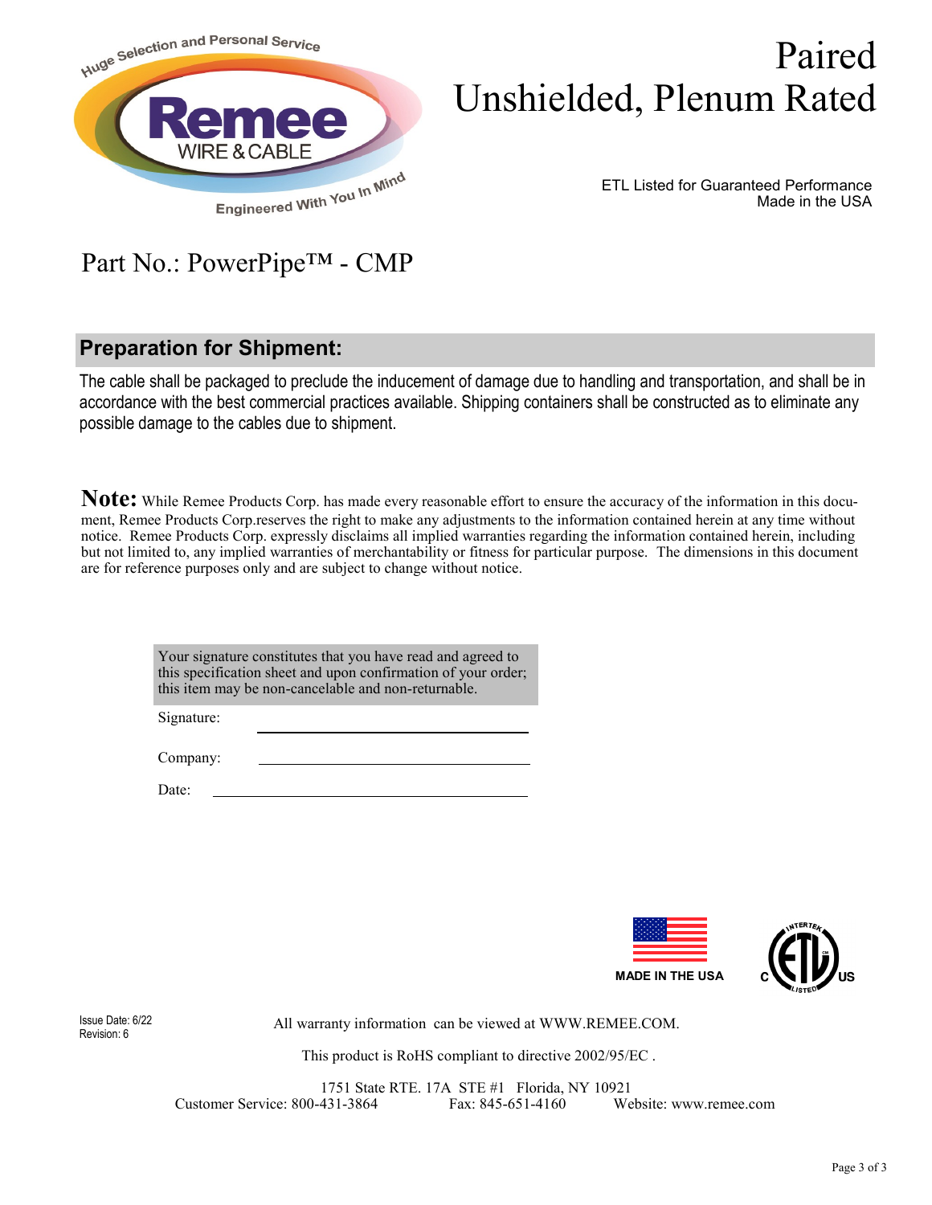Huge Selection and Personal Service

Remee WIRE & CABLE

Engineered With You In Mind

# Paired Unshielded, Plenum Rated

ETL Listed for Guaranteed Performance
Made in the USA

## Part No.: PowerPipe™ - CMP

## Preparation for Shipment:

The cable shall be packaged to preclude the inducement of damage due to handling and transportation, and shall be in accordance with the best commercial practices available. Shipping containers shall be constructed as to eliminate any possible damage to the cables due to shipment.

**Note:** While Remee Products Corp. has made every reasonable effort to ensure the accuracy of the information in this document, Remee Products Corp.reserves the right to make any adjustments to the information contained herein at any time without notice. Remee Products Corp. expressly disclaims all implied warranties regarding the information contained herein, including but not limited to, any implied warranties of merchantability or fitness for particular purpose. The dimensions in this document are for reference purposes only and are subject to change without notice.

Your signature constitutes that you have read and agreed to this specification sheet and upon confirmation of your order; this item may be non-cancelable and non-returnable.

Signature: ______________________

Company: ______________________

Date: ______________________

MADE IN THE USA

C ETL US INTERTEK LISTED

Issue Date: 6/22
Revision: 6

All warranty information can be viewed at WWW.REMEE.COM.

This product is RoHS compliant to directive 2002/95/EC .

1751 State RTE. 17A STE #1 Florida, NY 10921
Customer Service: 800-431-3864 Fax: 845-651-4160 Website: www.remee.com